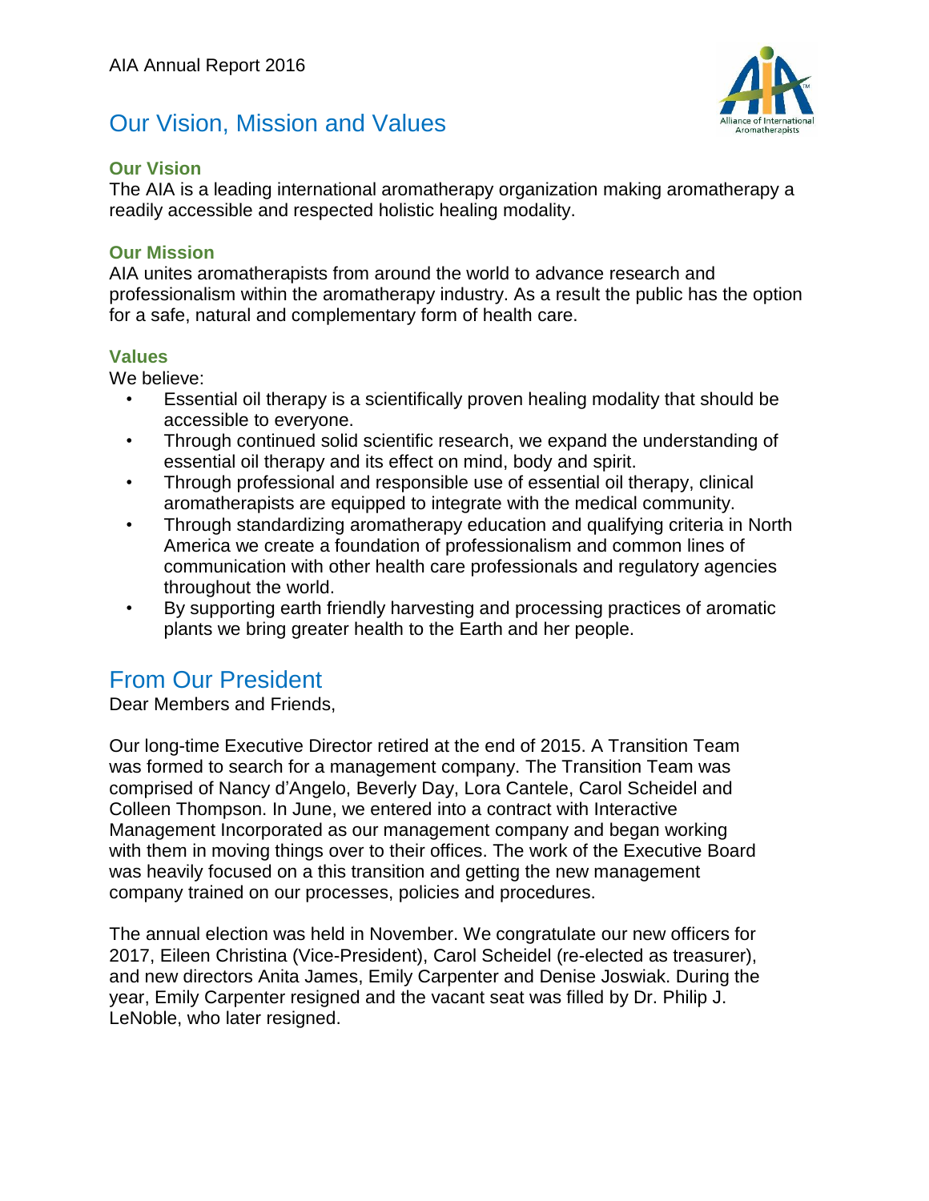# Our Vision, Mission and Values

### Our Vision

The AIA is a leading international aromatherapy organization making aromatherapy a readily accessible and respected holistic healing modality.

### Our Mission

AIA unites aromatherapists from around the world to advance research and professionalism within the aromatherapy industry. As a result the public has the option for a safe, natural and complementary form of health care.

### Values

We believe:

- Essential oil therapy is a scientifically proven healing modality that should be accessible to everyone.
- Through continued solid scientific research, we expand the understanding of essential oil therapy and its effect on mind, body and spirit.
- Through professional and responsible use of essential oil therapy, clinical aromatherapists are equipped to integrate with the medical community.
- Through standardizing aromatherapy education and qualifying criteria in North America we create a foundation of professionalism and common lines of communication with other health care professionals and regulatory agencies throughout the world.
- By supporting earth friendly harvesting and processing practices of aromatic plants we bring greater health to the Earth and her people.

# From Our President

Dear Members and Friends,

Our long-time Executive Director retired at the end of 2015. A Transition Team was formed to search for a management company. The Transition Team was comprised of Nancy d'Angelo, Beverly Day, Lora Cantele, Carol Scheidel and Colleen Thompson. In June, we entered into a contract with Interactive Management Incorporated as our management company and began working with them in moving things over to their offices. The work of the Executive Board was heavily focused on a this transition and getting the new management company trained on our processes, policies and procedures.

The annual election was held in November. We congratulate our new officers for 2017, Eileen Christina (Vice-President), Carol Scheidel (re-elected as treasurer), and new directors Anita James, Emily Carpenter and Denise Joswiak. During the year, Emily Carpenter resigned and the vacant seat was filled by Dr. Philip J. LeNoble, who later resigned.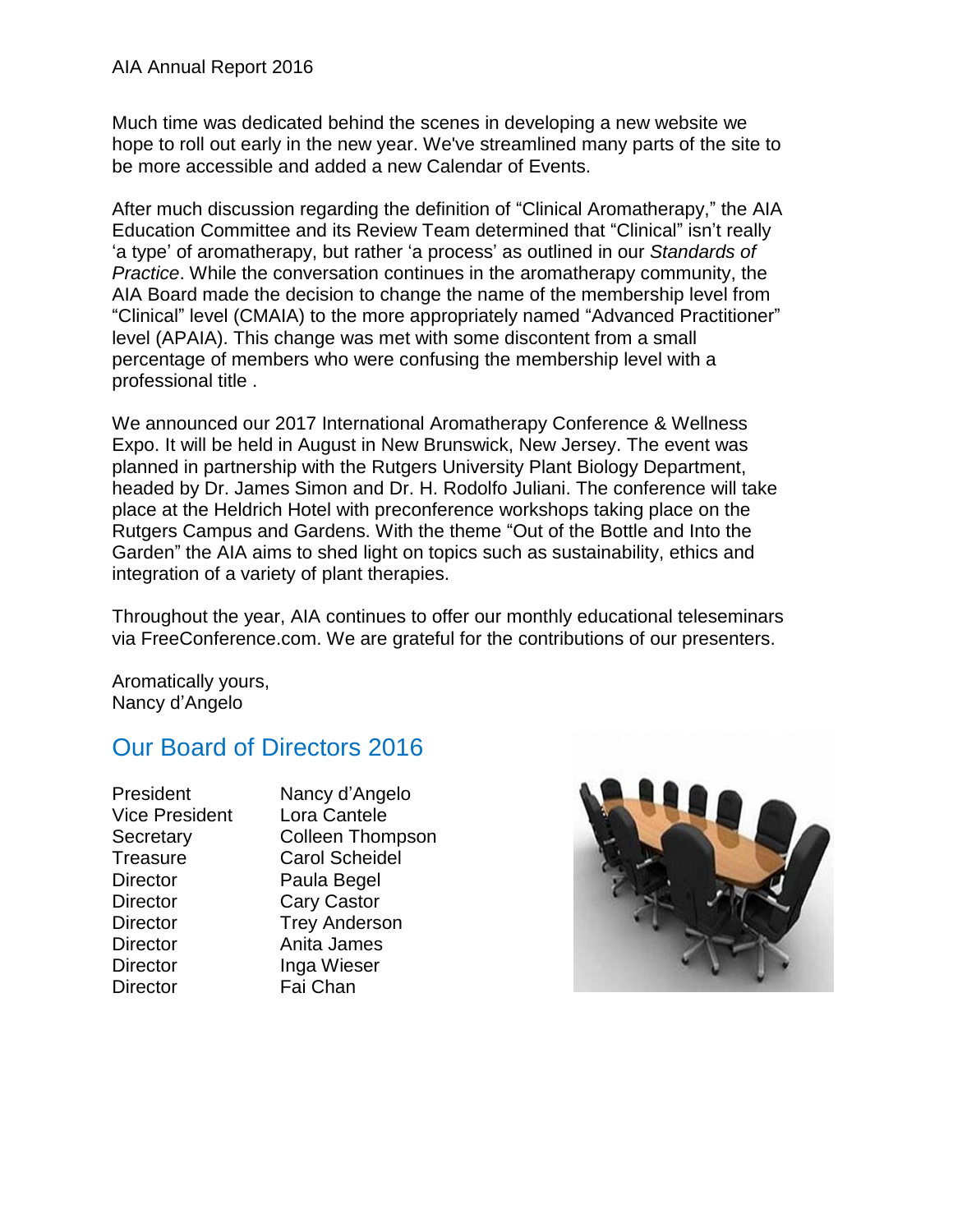Much time was dedicated behind the scenes in developing a new website we hope to roll out early in the new year. We've streamlined many parts of the site to be more accessible and added a new Calendar of Events.

After much discussion regarding the definition of "Clinical Aromatherapy," the AIA Education Committee and its Review Team determined that "Clinical" isn't really 'a type' of aromatherapy, but rather 'a process' as outlined in our *Standards of Practice*. While the conversation continues in the aromatherapy community, the AIA Board made the decision to change the name of the membership level from "Clinical" level (CMAIA) to the more appropriately named "Advanced Practitioner" level (APAIA). This change was met with some discontent from a small percentage of members who were confusing the membership level with a professional title .

We announced our 2017 International Aromatherapy Conference & Wellness Expo. It will be held in August in New Brunswick, New Jersey. The event was planned in partnership with the Rutgers University Plant Biology Department, headed by Dr. James Simon and Dr. H. Rodolfo Juliani. The conference will take place at the Heldrich Hotel with preconference workshops taking place on the Rutgers Campus and Gardens. With the theme "Out of the Bottle and Into the Garden" the AIA aims to shed light on topics such as sustainability, ethics and integration of a variety of plant therapies.

Throughout the year, AIA continues to offer our monthly educational teleseminars via FreeConference.com. We are grateful for the contributions of our presenters.

Aromatically yours,
Nancy d'Angelo

## Our Board of Directors 2016

| | |
|---|---|
| President | Nancy d'Angelo |
| Vice President | Lora Cantele |
| Secretary | Colleen Thompson |
| Treasure | Carol Scheidel |
| Director | Paula Begel |
| Director | Cary Castor |
| Director | Trey Anderson |
| Director | Anita James |
| Director | Inga Wieser |
| Director | Fai Chan |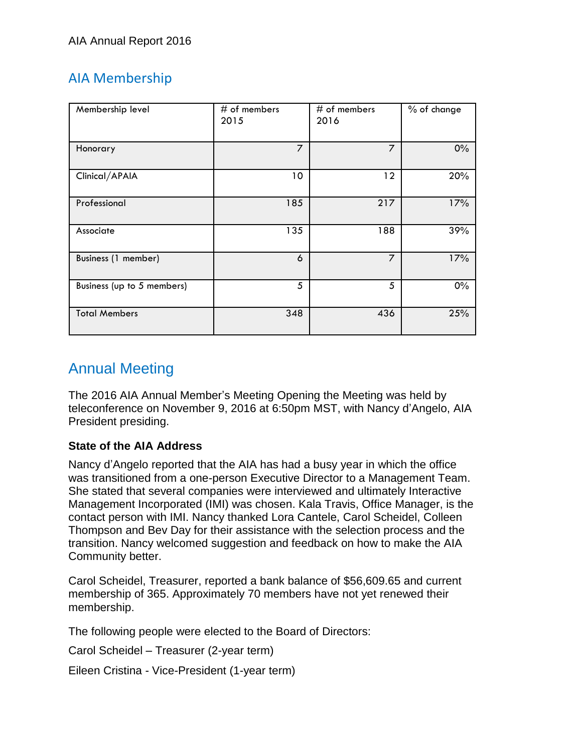## AIA Membership

| Membership level | # of members 2015 | # of members 2016 | % of change |
|---|---|---|---|
| Honorary | 7 | 7 | 0% |
| Clinical/APAIA | 10 | 12 | 20% |
| Professional | 185 | 217 | 17% |
| Associate | 135 | 188 | 39% |
| Business (1 member) | 6 | 7 | 17% |
| Business (up to 5 members) | 5 | 5 | 0% |
| Total Members | 348 | 436 | 25% |

## Annual Meeting

The 2016 AIA Annual Member's Meeting Opening the Meeting was held by teleconference on November 9, 2016 at 6:50pm MST, with Nancy d'Angelo, AIA President presiding.

### State of the AIA Address

Nancy d'Angelo reported that the AIA has had a busy year in which the office was transitioned from a one-person Executive Director to a Management Team. She stated that several companies were interviewed and ultimately Interactive Management Incorporated (IMI) was chosen. Kala Travis, Office Manager, is the contact person with IMI. Nancy thanked Lora Cantele, Carol Scheidel, Colleen Thompson and Bev Day for their assistance with the selection process and the transition. Nancy welcomed suggestion and feedback on how to make the AIA Community better.

Carol Scheidel, Treasurer, reported a bank balance of $56,609.65 and current membership of 365. Approximately 70 members have not yet renewed their membership.

The following people were elected to the Board of Directors:

Carol Scheidel – Treasurer (2-year term)

Eileen Cristina - Vice-President (1-year term)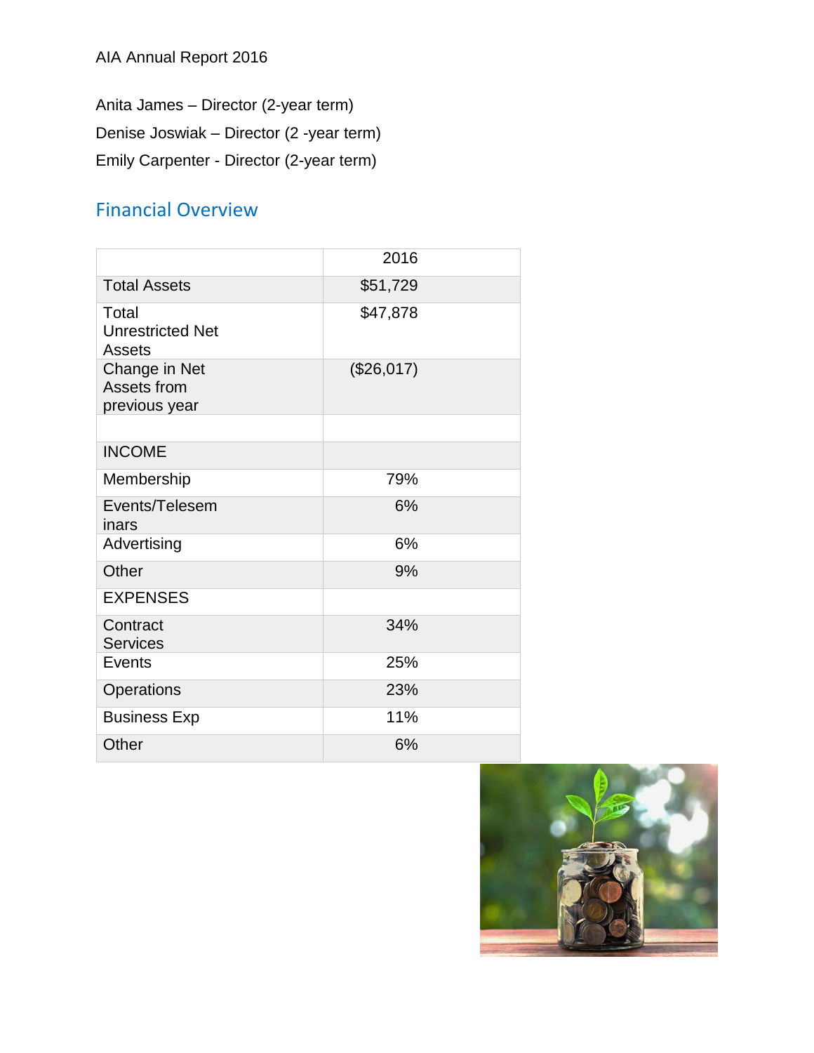Anita James – Director (2-year term)

Denise Joswiak – Director (2 -year term)

Emily Carpenter - Director (2-year term)

## Financial Overview

| | 2016 |
|---|---|
| Total Assets | $51,729 |
| Total Unrestricted Net Assets | $47,878 |
| Change in Net Assets from previous year | ($26,017) |
| | |
| INCOME | |
| Membership | 79% |
| Events/Teleseminars | 6% |
| Advertising | 6% |
| Other | 9% |
| EXPENSES | |
| Contract Services | 34% |
| Events | 25% |
| Operations | 23% |
| Business Exp | 11% |
| Other | 6% |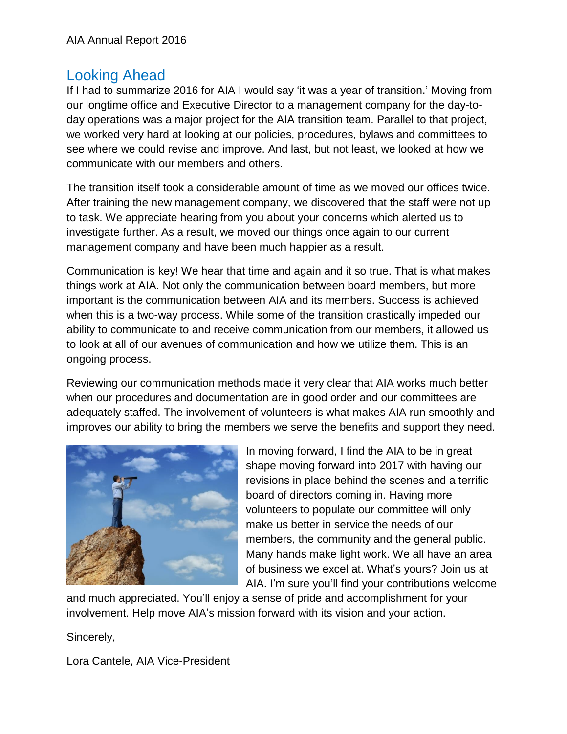## Looking Ahead

If I had to summarize 2016 for AIA I would say 'it was a year of transition.' Moving from our longtime office and Executive Director to a management company for the day-to-day operations was a major project for the AIA transition team. Parallel to that project, we worked very hard at looking at our policies, procedures, bylaws and committees to see where we could revise and improve. And last, but not least, we looked at how we communicate with our members and others.

The transition itself took a considerable amount of time as we moved our offices twice. After training the new management company, we discovered that the staff were not up to task. We appreciate hearing from you about your concerns which alerted us to investigate further. As a result, we moved our things once again to our current management company and have been much happier as a result.

Communication is key! We hear that time and again and it so true. That is what makes things work at AIA. Not only the communication between board members, but more important is the communication between AIA and its members. Success is achieved when this is a two-way process. While some of the transition drastically impeded our ability to communicate to and receive communication from our members, it allowed us to look at all of our avenues of communication and how we utilize them. This is an ongoing process.

Reviewing our communication methods made it very clear that AIA works much better when our procedures and documentation are in good order and our committees are adequately staffed. The involvement of volunteers is what makes AIA run smoothly and improves our ability to bring the members we serve the benefits and support they need.

In moving forward, I find the AIA to be in great shape moving forward into 2017 with having our revisions in place behind the scenes and a terrific board of directors coming in. Having more volunteers to populate our committee will only make us better in service the needs of our members, the community and the general public. Many hands make light work. We all have an area of business we excel at. What's yours? Join us at AIA. I'm sure you'll find your contributions welcome and much appreciated. You'll enjoy a sense of pride and accomplishment for your involvement. Help move AIA's mission forward with its vision and your action.

Sincerely,

Lora Cantele, AIA Vice-President